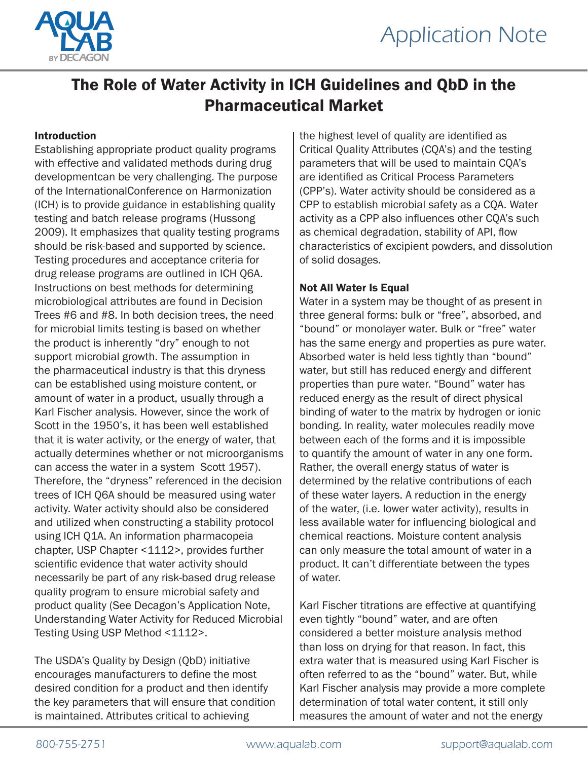# The Role of Water Activity in ICH Guidelines and QbD in the Pharmaceutical Market

## Introduction

Establishing appropriate product quality programs with effective and validated methods during drug developmentcan be very challenging. The purpose of the InternationalConference on Harmonization (ICH) is to provide guidance in establishing quality testing and batch release programs (Hussong 2009). It emphasizes that quality testing programs should be risk-based and supported by science. Testing procedures and acceptance criteria for drug release programs are outlined in ICH Q6A. Instructions on best methods for determining microbiological attributes are found in Decision Trees #6 and #8. In both decision trees, the need for microbial limits testing is based on whether the product is inherently "dry" enough to not support microbial growth. The assumption in the pharmaceutical industry is that this dryness can be established using moisture content, or amount of water in a product, usually through a Karl Fischer analysis. However, since the work of Scott in the 1950's, it has been well established that it is water activity, or the energy of water, that actually determines whether or not microorganisms can access the water in a system  Scott 1957). Therefore, the "dryness" referenced in the decision trees of ICH Q6A should be measured using water activity. Water activity should also be considered and utilized when constructing a stability protocol using ICH Q1A. An information pharmacopeia chapter, USP Chapter <1112>, provides further scientific evidence that water activity should necessarily be part of any risk-based drug release quality program to ensure microbial safety and product quality (See Decagon's Application Note, Understanding Water Activity for Reduced Microbial Testing Using USP Method <1112>.

The USDA's Quality by Design (QbD) initiative encourages manufacturers to define the most desired condition for a product and then identify the key parameters that will ensure that condition is maintained. Attributes critical to achieving the highest level of quality are identified as Critical Quality Attributes (CQA's) and the testing parameters that will be used to maintain CQA's are identified as Critical Process Parameters (CPP's). Water activity should be considered as a CPP to establish microbial safety as a CQA. Water activity as a CPP also influences other CQA's such as chemical degradation, stability of API, flow characteristics of excipient powders, and dissolution of solid dosages.

## Not All Water Is Equal

Water in a system may be thought of as present in three general forms: bulk or "free", absorbed, and "bound" or monolayer water. Bulk or "free" water has the same energy and properties as pure water. Absorbed water is held less tightly than "bound" water, but still has reduced energy and different properties than pure water. "Bound" water has reduced energy as the result of direct physical binding of water to the matrix by hydrogen or ionic bonding. In reality, water molecules readily move between each of the forms and it is impossible to quantify the amount of water in any one form. Rather, the overall energy status of water is determined by the relative contributions of each of these water layers. A reduction in the energy of the water, (i.e. lower water activity), results in less available water for influencing biological and chemical reactions. Moisture content analysis can only measure the total amount of water in a product. It can't differentiate between the types of water.

Karl Fischer titrations are effective at quantifying even tightly "bound" water, and are often considered a better moisture analysis method than loss on drying for that reason. In fact, this extra water that is measured using Karl Fischer is often referred to as the "bound" water. But, while Karl Fischer analysis may provide a more complete determination of total water content, it still only measures the amount of water and not the energy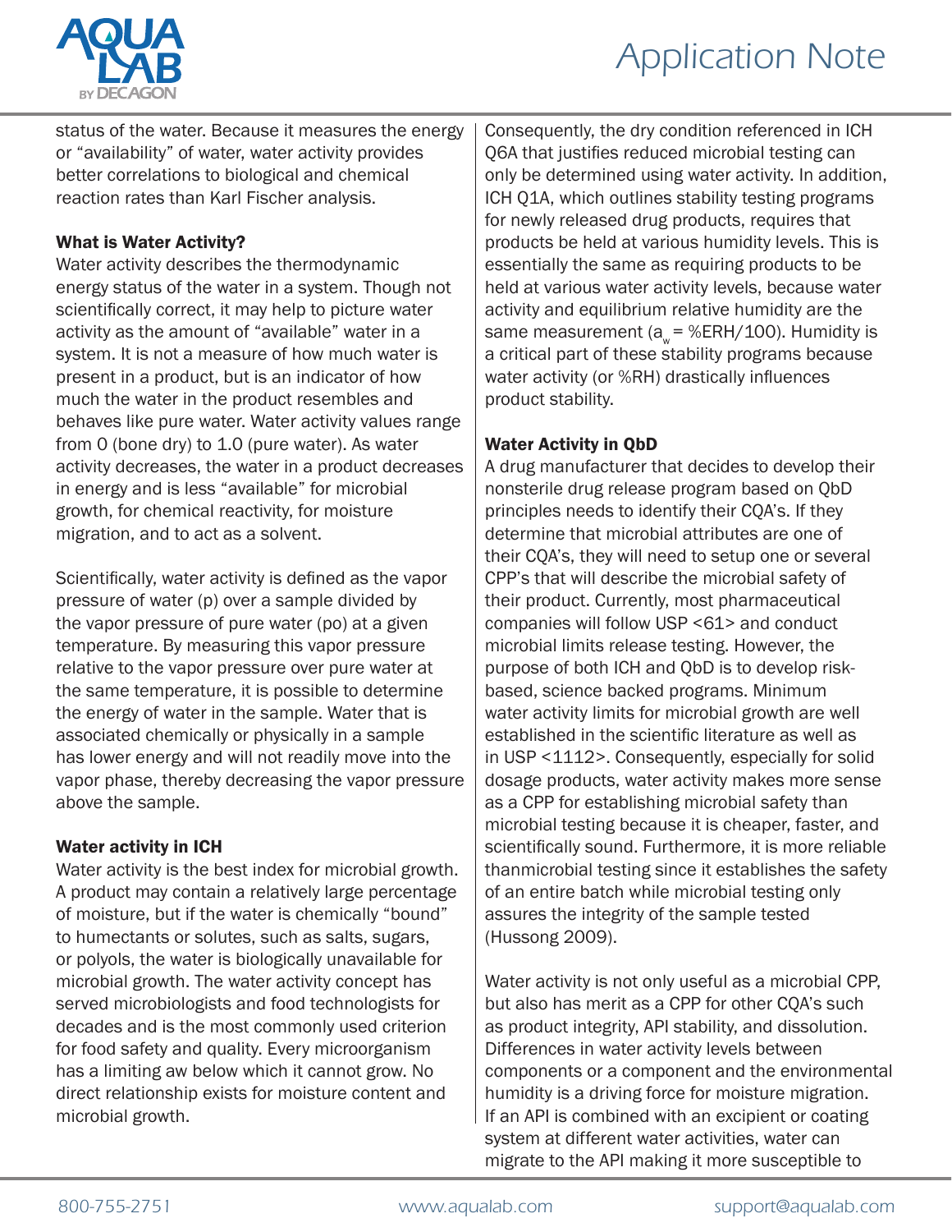status of the water. Because it measures the energy or "availability" of water, water activity provides better correlations to biological and chemical reaction rates than Karl Fischer analysis.

**What is Water Activity?**

Water activity describes the thermodynamic energy status of the water in a system. Though not scientifically correct, it may help to picture water activity as the amount of "available" water in a system. It is not a measure of how much water is present in a product, but is an indicator of how much the water in the product resembles and behaves like pure water. Water activity values range from 0 (bone dry) to 1.0 (pure water). As water activity decreases, the water in a product decreases in energy and is less "available" for microbial growth, for chemical reactivity, for moisture migration, and to act as a solvent.

Scientifically, water activity is defined as the vapor pressure of water (p) over a sample divided by the vapor pressure of pure water (po) at a given temperature. By measuring this vapor pressure relative to the vapor pressure over pure water at the same temperature, it is possible to determine the energy of water in the sample. Water that is associated chemically or physically in a sample has lower energy and will not readily move into the vapor phase, thereby decreasing the vapor pressure above the sample.

**Water activity in ICH**

Water activity is the best index for microbial growth. A product may contain a relatively large percentage of moisture, but if the water is chemically "bound" to humectants or solutes, such as salts, sugars, or polyols, the water is biologically unavailable for microbial growth. The water activity concept has served microbiologists and food technologists for decades and is the most commonly used criterion for food safety and quality. Every microorganism has a limiting aw below which it cannot grow. No direct relationship exists for moisture content and microbial growth.

Consequently, the dry condition referenced in ICH Q6A that justifies reduced microbial testing can only be determined using water activity. In addition, ICH Q1A, which outlines stability testing programs for newly released drug products, requires that products be held at various humidity levels. This is essentially the same as requiring products to be held at various water activity levels, because water activity and equilibrium relative humidity are the same measurement ($a_w$ = %ERH/100). Humidity is a critical part of these stability programs because water activity (or %RH) drastically influences product stability.

**Water Activity in QbD**

A drug manufacturer that decides to develop their nonsterile drug release program based on QbD principles needs to identify their CQA's. If they determine that microbial attributes are one of their CQA's, they will need to setup one or several CPP's that will describe the microbial safety of their product. Currently, most pharmaceutical companies will follow USP <61> and conduct microbial limits release testing. However, the purpose of both ICH and QbD is to develop risk-based, science backed programs. Minimum water activity limits for microbial growth are well established in the scientific literature as well as in USP <1112>. Consequently, especially for solid dosage products, water activity makes more sense as a CPP for establishing microbial safety than microbial testing because it is cheaper, faster, and scientifically sound. Furthermore, it is more reliable thanmicrobial testing since it establishes the safety of an entire batch while microbial testing only assures the integrity of the sample tested (Hussong 2009).

Water activity is not only useful as a microbial CPP, but also has merit as a CPP for other CQA's such as product integrity, API stability, and dissolution. Differences in water activity levels between components or a component and the environmental humidity is a driving force for moisture migration. If an API is combined with an excipient or coating system at different water activities, water can migrate to the API making it more susceptible to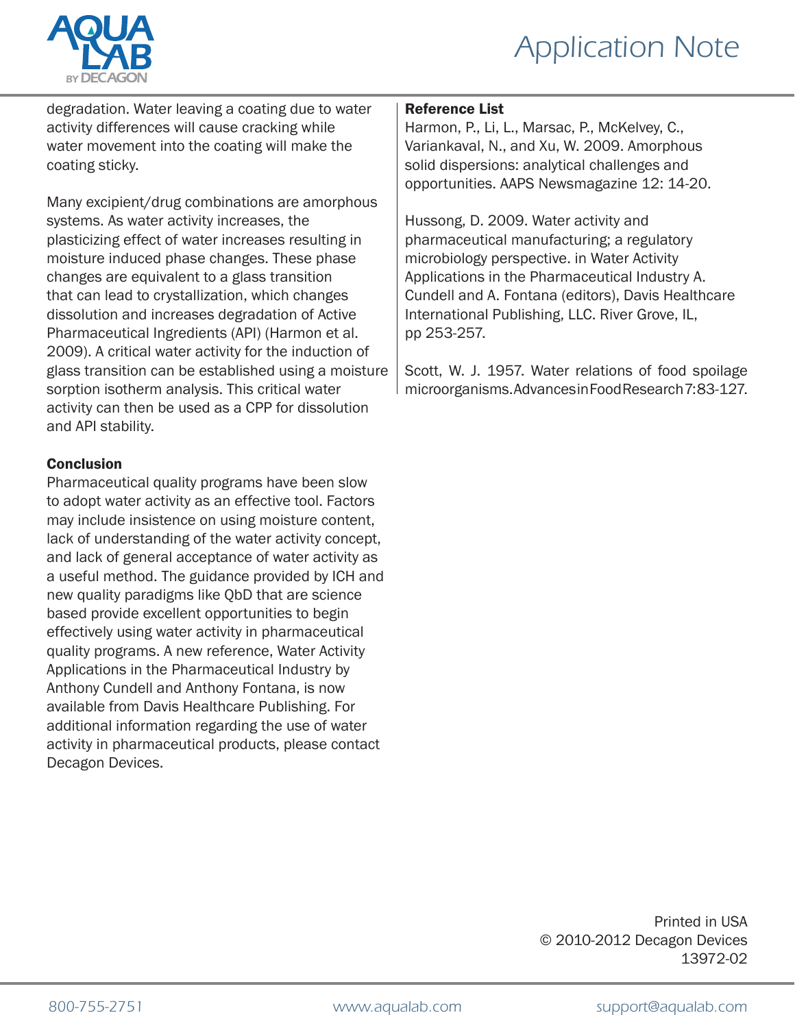degradation. Water leaving a coating due to water activity differences will cause cracking while water movement into the coating will make the coating sticky.

Many excipient/drug combinations are amorphous systems. As water activity increases, the plasticizing effect of water increases resulting in moisture induced phase changes. These phase changes are equivalent to a glass transition that can lead to crystallization, which changes dissolution and increases degradation of Active Pharmaceutical Ingredients (API) (Harmon et al. 2009). A critical water activity for the induction of glass transition can be established using a moisture sorption isotherm analysis. This critical water activity can then be used as a CPP for dissolution and API stability.

**Conclusion**

Pharmaceutical quality programs have been slow to adopt water activity as an effective tool. Factors may include insistence on using moisture content, lack of understanding of the water activity concept, and lack of general acceptance of water activity as a useful method. The guidance provided by ICH and new quality paradigms like QbD that are science based provide excellent opportunities to begin effectively using water activity in pharmaceutical quality programs. A new reference, Water Activity Applications in the Pharmaceutical Industry by Anthony Cundell and Anthony Fontana, is now available from Davis Healthcare Publishing. For additional information regarding the use of water activity in pharmaceutical products, please contact Decagon Devices.

**Reference List**

Harmon, P., Li, L., Marsac, P., McKelvey, C., Variankaval, N., and Xu, W. 2009. Amorphous solid dispersions: analytical challenges and opportunities. AAPS Newsmagazine 12: 14-20.

Hussong, D. 2009. Water activity and pharmaceutical manufacturing; a regulatory microbiology perspective. in Water Activity Applications in the Pharmaceutical Industry A. Cundell and A. Fontana (editors), Davis Healthcare International Publishing, LLC. River Grove, IL, pp 253-257.

Scott, W. J. 1957. Water relations of food spoilage microorganisms. Advances in Food Research 7:83-127.

Printed in USA
© 2010-2012 Decagon Devices
13972-02